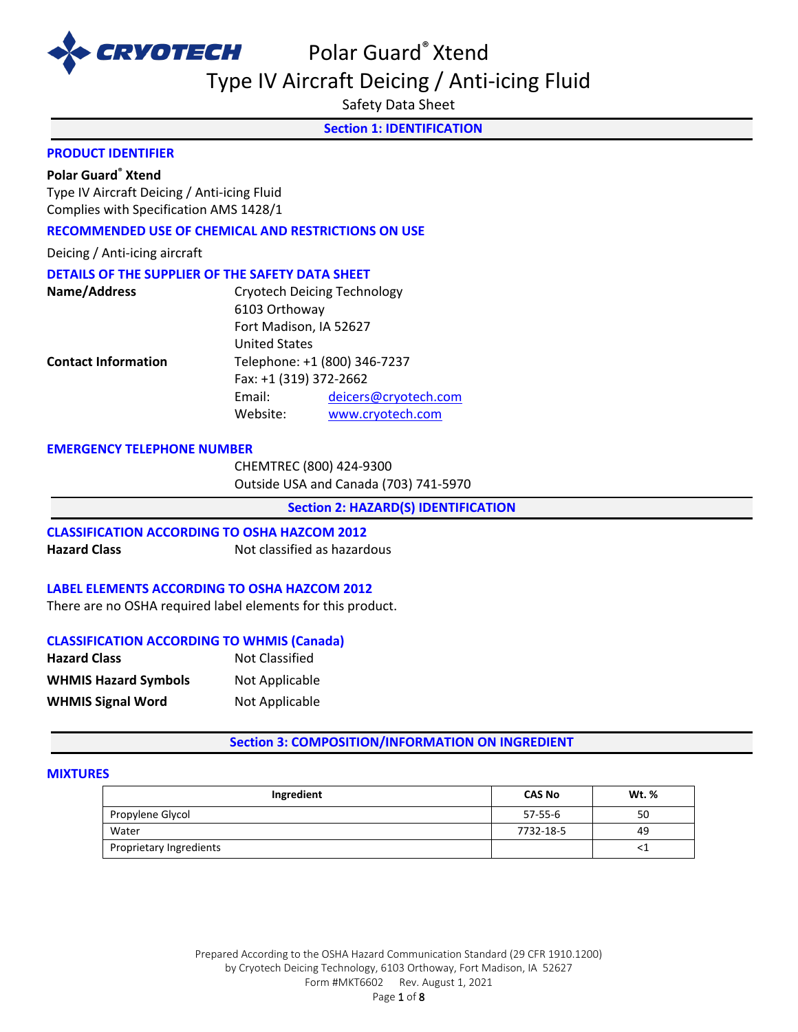# Polar Guard® Xtend

# Type IV Aircraft Deicing / Anti-icing Fluid

Safety Data Sheet

## Section 1: IDENTIFICATION

### PRODUCT IDENTIFIER

**Polar Guard® Xtend**
Type IV Aircraft Deicing / Anti-icing Fluid
Complies with Specification AMS 1428/1

### RECOMMENDED USE OF CHEMICAL AND RESTRICTIONS ON USE

Deicing / Anti-icing aircraft

### DETAILS OF THE SUPPLIER OF THE SAFETY DATA SHEET

**Name/Address** Cryotech Deicing Technology
6103 Orthoway
Fort Madison, IA 52627
United States

**Contact Information** Telephone: +1 (800) 346-7237
Fax: +1 (319) 372-2662
Email: deicers@cryotech.com
Website: www.cryotech.com

### EMERGENCY TELEPHONE NUMBER

CHEMTREC (800) 424-9300
Outside USA and Canada (703) 741-5970

## Section 2: HAZARD(S) IDENTIFICATION

### CLASSIFICATION ACCORDING TO OSHA HAZCOM 2012

**Hazard Class** Not classified as hazardous

### LABEL ELEMENTS ACCORDING TO OSHA HAZCOM 2012

There are no OSHA required label elements for this product.

### CLASSIFICATION ACCORDING TO WHMIS (Canada)

**Hazard Class** Not Classified

**WHMIS Hazard Symbols** Not Applicable

**WHMIS Signal Word** Not Applicable

## Section 3: COMPOSITION/INFORMATION ON INGREDIENT

### MIXTURES

| Ingredient | CAS No | Wt. % |
|---|---|---|
| Propylene Glycol | 57-55-6 | 50 |
| Water | 7732-18-5 | 49 |
| Proprietary Ingredients | | <1 |

Prepared According to the OSHA Hazard Communication Standard (29 CFR 1910.1200)
by Cryotech Deicing Technology, 6103 Orthoway, Fort Madison, IA 52627
Form #MKT6602 Rev. August 1, 2021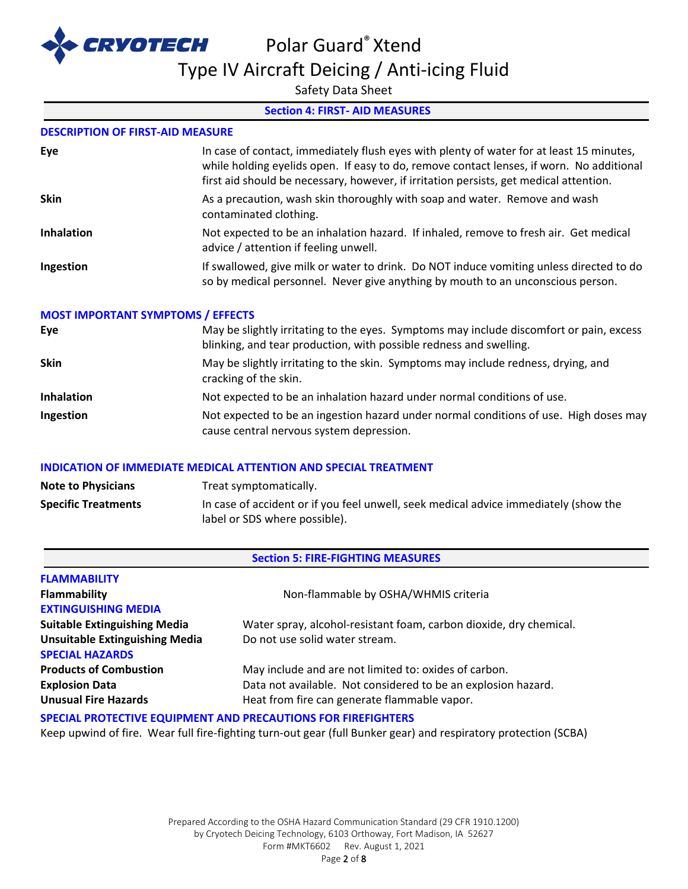## Section 4: FIRST- AID MEASURES

### DESCRIPTION OF FIRST-AID MEASURE

| | |
|---|---|
| **Eye** | In case of contact, immediately flush eyes with plenty of water for at least 15 minutes, while holding eyelids open. If easy to do, remove contact lenses, if worn. No additional first aid should be necessary, however, if irritation persists, get medical attention. |
| **Skin** | As a precaution, wash skin thoroughly with soap and water. Remove and wash contaminated clothing. |
| **Inhalation** | Not expected to be an inhalation hazard. If inhaled, remove to fresh air. Get medical advice / attention if feeling unwell. |
| **Ingestion** | If swallowed, give milk or water to drink. Do NOT induce vomiting unless directed to do so by medical personnel. Never give anything by mouth to an unconscious person. |

### MOST IMPORTANT SYMPTOMS / EFFECTS

| | |
|---|---|
| **Eye** | May be slightly irritating to the eyes. Symptoms may include discomfort or pain, excess blinking, and tear production, with possible redness and swelling. |
| **Skin** | May be slightly irritating to the skin. Symptoms may include redness, drying, and cracking of the skin. |
| **Inhalation** | Not expected to be an inhalation hazard under normal conditions of use. |
| **Ingestion** | Not expected to be an ingestion hazard under normal conditions of use. High doses may cause central nervous system depression. |

### INDICATION OF IMMEDIATE MEDICAL ATTENTION AND SPECIAL TREATMENT

| | |
|---|---|
| **Note to Physicians** | Treat symptomatically. |
| **Specific Treatments** | In case of accident or if you feel unwell, seek medical advice immediately (show the label or SDS where possible). |

## Section 5: FIRE-FIGHTING MEASURES

### FLAMMABILITY

| | |
|---|---|
| **Flammability** | Non-flammable by OSHA/WHMIS criteria |

### EXTINGUISHING MEDIA

| | |
|---|---|
| **Suitable Extinguishing Media** | Water spray, alcohol-resistant foam, carbon dioxide, dry chemical. |
| **Unsuitable Extinguishing Media** | Do not use solid water stream. |

### SPECIAL HAZARDS

| | |
|---|---|
| **Products of Combustion** | May include and are not limited to: oxides of carbon. |
| **Explosion Data** | Data not available. Not considered to be an explosion hazard. |
| **Unusual Fire Hazards** | Heat from fire can generate flammable vapor. |

### SPECIAL PROTECTIVE EQUIPMENT AND PRECAUTIONS FOR FIREFIGHTERS

Keep upwind of fire. Wear full fire-fighting turn-out gear (full Bunker gear) and respiratory protection (SCBA)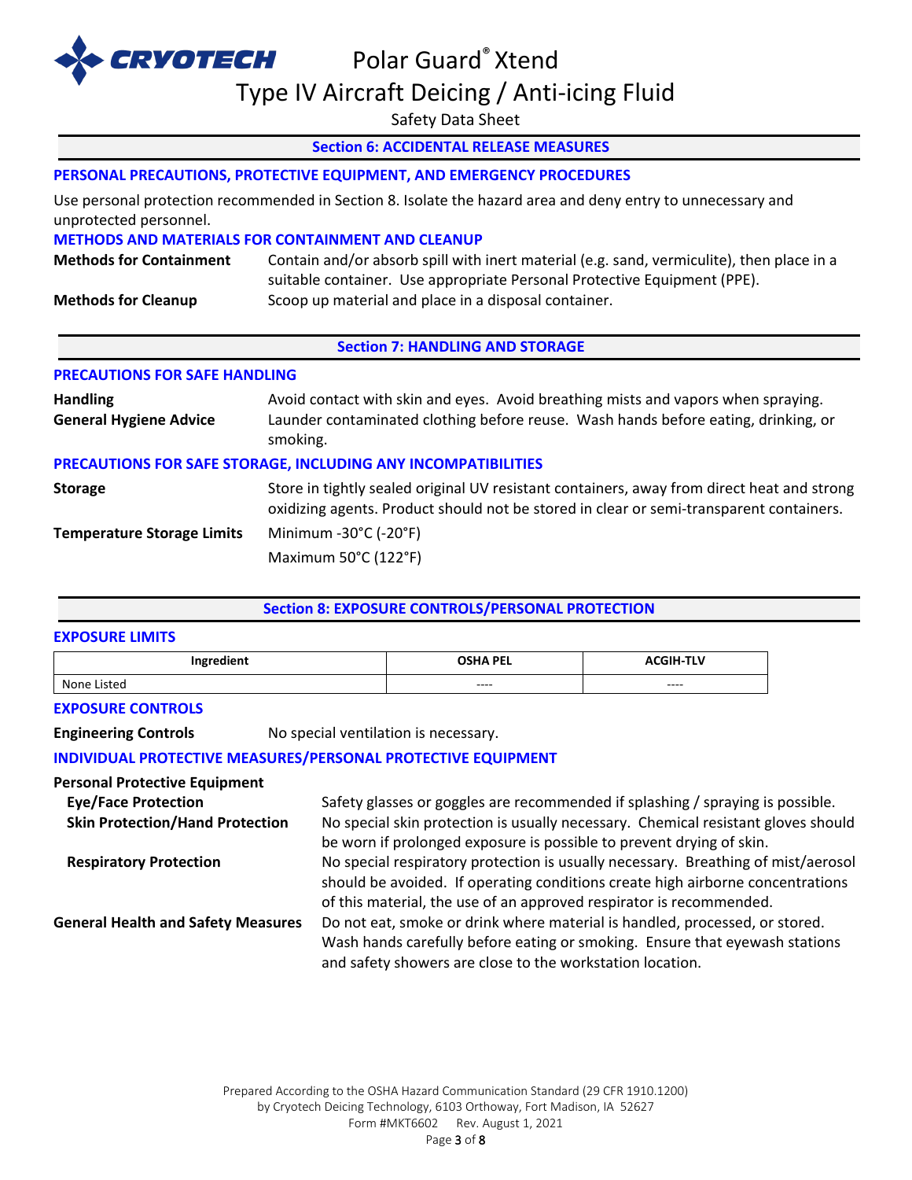## Section 6: ACCIDENTAL RELEASE MEASURES

### PERSONAL PRECAUTIONS, PROTECTIVE EQUIPMENT, AND EMERGENCY PROCEDURES

Use personal protection recommended in Section 8. Isolate the hazard area and deny entry to unnecessary and unprotected personnel.

### METHODS AND MATERIALS FOR CONTAINMENT AND CLEANUP

**Methods for Containment** Contain and/or absorb spill with inert material (e.g. sand, vermiculite), then place in a suitable container. Use appropriate Personal Protective Equipment (PPE).

**Methods for Cleanup** Scoop up material and place in a disposal container.

## Section 7: HANDLING AND STORAGE

### PRECAUTIONS FOR SAFE HANDLING

**Handling** Avoid contact with skin and eyes. Avoid breathing mists and vapors when spraying.

**General Hygiene Advice** Launder contaminated clothing before reuse. Wash hands before eating, drinking, or smoking.

### PRECAUTIONS FOR SAFE STORAGE, INCLUDING ANY INCOMPATIBILITIES

**Storage** Store in tightly sealed original UV resistant containers, away from direct heat and strong oxidizing agents. Product should not be stored in clear or semi-transparent containers.

**Temperature Storage Limits** Minimum -30°C (-20°F)

Maximum 50°C (122°F)

## Section 8: EXPOSURE CONTROLS/PERSONAL PROTECTION

### EXPOSURE LIMITS

| Ingredient | OSHA PEL | ACGIH-TLV |
|---|---|---|
| None Listed | ---- | ---- |

### EXPOSURE CONTROLS

**Engineering Controls** No special ventilation is necessary.

### INDIVIDUAL PROTECTIVE MEASURES/PERSONAL PROTECTIVE EQUIPMENT

**Personal Protective Equipment**

**Eye/Face Protection** Safety glasses or goggles are recommended if splashing / spraying is possible.

**Skin Protection/Hand Protection** No special skin protection is usually necessary. Chemical resistant gloves should be worn if prolonged exposure is possible to prevent drying of skin.

**Respiratory Protection** No special respiratory protection is usually necessary. Breathing of mist/aerosol should be avoided. If operating conditions create high airborne concentrations of this material, the use of an approved respirator is recommended.

**General Health and Safety Measures** Do not eat, smoke or drink where material is handled, processed, or stored. Wash hands carefully before eating or smoking. Ensure that eyewash stations and safety showers are close to the workstation location.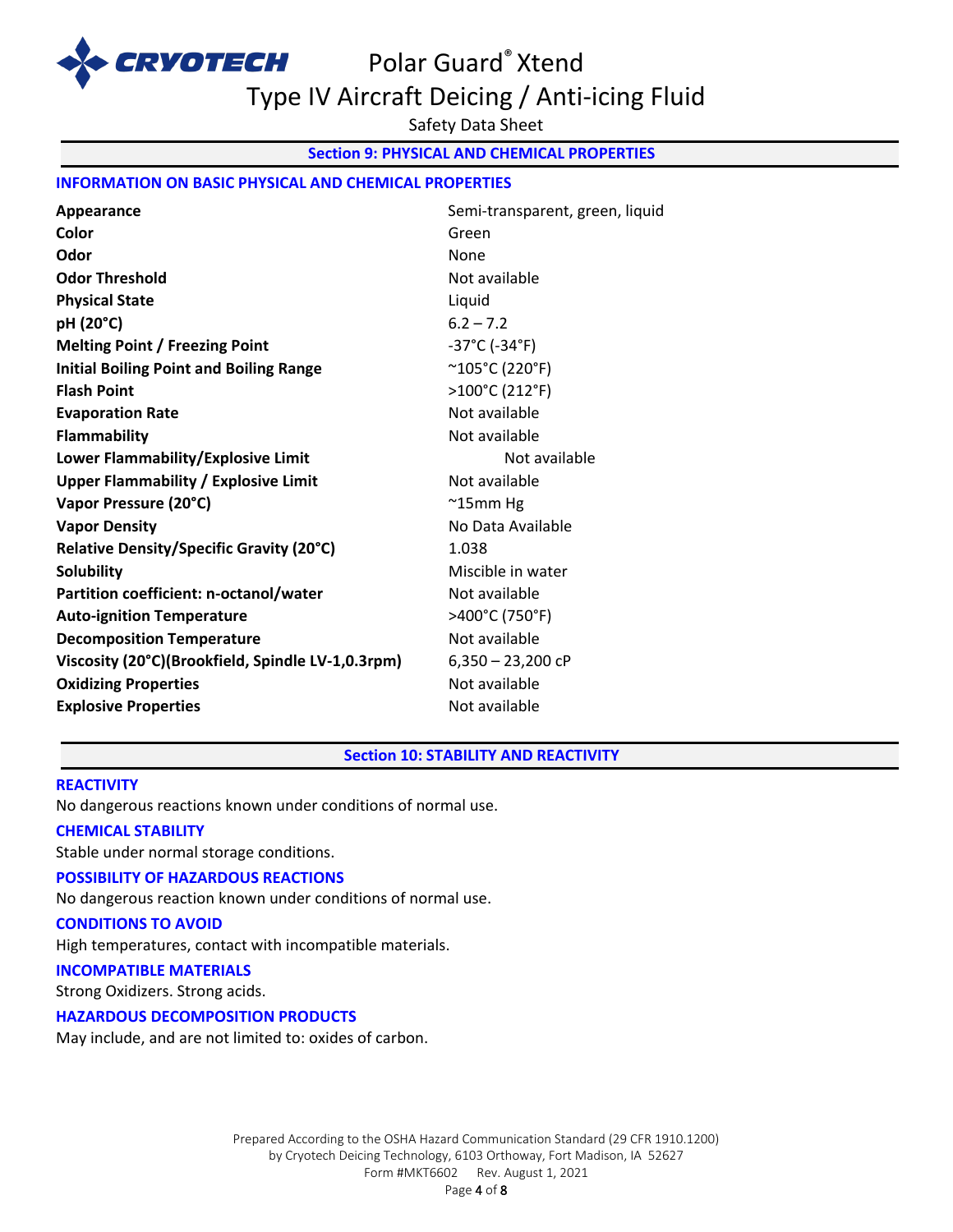## Section 9: PHYSICAL AND CHEMICAL PROPERTIES

### INFORMATION ON BASIC PHYSICAL AND CHEMICAL PROPERTIES

| Property | Value |
|---|---|
| **Appearance** | Semi-transparent, green, liquid |
| **Color** | Green |
| **Odor** | None |
| **Odor Threshold** | Not available |
| **Physical State** | Liquid |
| **pH (20°C)** | 6.2 – 7.2 |
| **Melting Point / Freezing Point** | -37°C (-34°F) |
| **Initial Boiling Point and Boiling Range** | ~105°C (220°F) |
| **Flash Point** | >100°C (212°F) |
| **Evaporation Rate** | Not available |
| **Flammability** | Not available |
| **Lower Flammability/Explosive Limit** | Not available |
| **Upper Flammability / Explosive Limit** | Not available |
| **Vapor Pressure (20°C)** | ~15mm Hg |
| **Vapor Density** | No Data Available |
| **Relative Density/Specific Gravity (20°C)** | 1.038 |
| **Solubility** | Miscible in water |
| **Partition coefficient: n-octanol/water** | Not available |
| **Auto-ignition Temperature** | >400°C (750°F) |
| **Decomposition Temperature** | Not available |
| **Viscosity (20°C)(Brookfield, Spindle LV-1,0.3rpm)** | 6,350 – 23,200 cP |
| **Oxidizing Properties** | Not available |
| **Explosive Properties** | Not available |

## Section 10: STABILITY AND REACTIVITY

### REACTIVITY

No dangerous reactions known under conditions of normal use.

### CHEMICAL STABILITY

Stable under normal storage conditions.

### POSSIBILITY OF HAZARDOUS REACTIONS

No dangerous reaction known under conditions of normal use.

### CONDITIONS TO AVOID

High temperatures, contact with incompatible materials.

### INCOMPATIBLE MATERIALS

Strong Oxidizers. Strong acids.

### HAZARDOUS DECOMPOSITION PRODUCTS

May include, and are not limited to: oxides of carbon.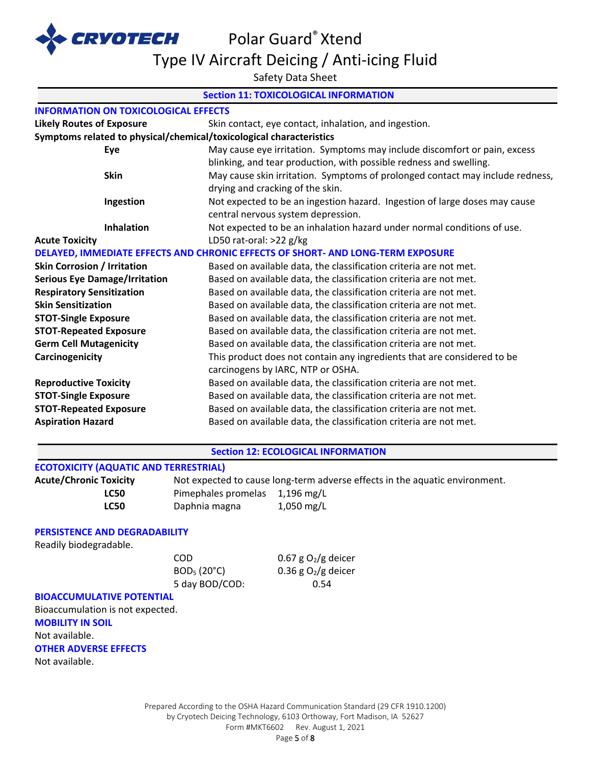## Section 11: TOXICOLOGICAL INFORMATION

### INFORMATION ON TOXICOLOGICAL EFFECTS

**Likely Routes of Exposure** Skin contact, eye contact, inhalation, and ingestion.

**Symptoms related to physical/chemical/toxicological characteristics**

| | |
|---|---|
| **Eye** | May cause eye irritation. Symptoms may include discomfort or pain, excess blinking, and tear production, with possible redness and swelling. |
| **Skin** | May cause skin irritation. Symptoms of prolonged contact may include redness, drying and cracking of the skin. |
| **Ingestion** | Not expected to be an ingestion hazard. Ingestion of large doses may cause central nervous system depression. |
| **Inhalation** | Not expected to be an inhalation hazard under normal conditions of use. |
| **Acute Toxicity** | LD50 rat-oral: >22 g/kg |

### DELAYED, IMMEDIATE EFFECTS AND CHRONIC EFFECTS OF SHORT- AND LONG-TERM EXPOSURE

| | |
|---|---|
| **Skin Corrosion / Irritation** | Based on available data, the classification criteria are not met. |
| **Serious Eye Damage/Irritation** | Based on available data, the classification criteria are not met. |
| **Respiratory Sensitization** | Based on available data, the classification criteria are not met. |
| **Skin Sensitization** | Based on available data, the classification criteria are not met. |
| **STOT-Single Exposure** | Based on available data, the classification criteria are not met. |
| **STOT-Repeated Exposure** | Based on available data, the classification criteria are not met. |
| **Germ Cell Mutagenicity** | Based on available data, the classification criteria are not met. |
| **Carcinogenicity** | This product does not contain any ingredients that are considered to be carcinogens by IARC, NTP or OSHA. |
| **Reproductive Toxicity** | Based on available data, the classification criteria are not met. |
| **STOT-Single Exposure** | Based on available data, the classification criteria are not met. |
| **STOT-Repeated Exposure** | Based on available data, the classification criteria are not met. |
| **Aspiration Hazard** | Based on available data, the classification criteria are not met. |

## Section 12: ECOLOGICAL INFORMATION

### ECOTOXICITY (AQUATIC AND TERRESTRIAL)

**Acute/Chronic Toxicity** Not expected to cause long-term adverse effects in the aquatic environment.

| | | |
|---|---|---|
| **LC50** | Pimephales promelas | 1,196 mg/L |
| **LC50** | Daphnia magna | 1,050 mg/L |

### PERSISTENCE AND DEGRADABILITY

Readily biodegradable.

| | |
|---|---|
| COD | 0.67 g $O_2$/g deicer |
| $BOD_5$ (20°C) | 0.36 g $O_2$/g deicer |
| 5 day BOD/COD: | 0.54 |

### BIOACCUMULATIVE POTENTIAL

Bioaccumulation is not expected.

### MOBILITY IN SOIL

Not available.

### OTHER ADVERSE EFFECTS

Not available.

Prepared According to the OSHA Hazard Communication Standard (29 CFR 1910.1200) by Cryotech Deicing Technology, 6103 Orthoway, Fort Madison, IA 52627
Form #MKT6602 Rev. August 1, 2021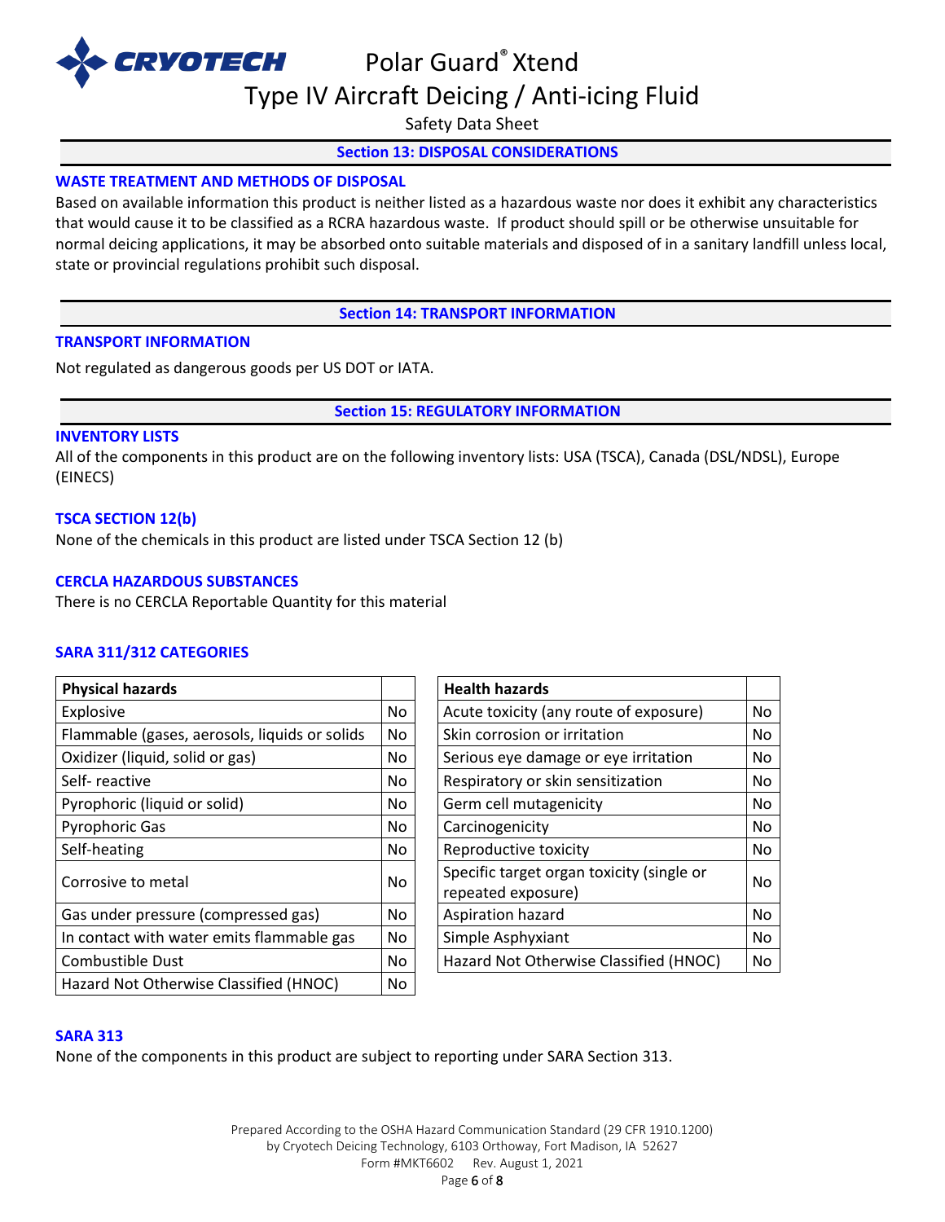## Section 13: DISPOSAL CONSIDERATIONS

### WASTE TREATMENT AND METHODS OF DISPOSAL

Based on available information this product is neither listed as a hazardous waste nor does it exhibit any characteristics that would cause it to be classified as a RCRA hazardous waste. If product should spill or be otherwise unsuitable for normal deicing applications, it may be absorbed onto suitable materials and disposed of in a sanitary landfill unless local, state or provincial regulations prohibit such disposal.

## Section 14: TRANSPORT INFORMATION

### TRANSPORT INFORMATION

Not regulated as dangerous goods per US DOT or IATA.

## Section 15: REGULATORY INFORMATION

### INVENTORY LISTS

All of the components in this product are on the following inventory lists: USA (TSCA), Canada (DSL/NDSL), Europe (EINECS)

### TSCA SECTION 12(b)

None of the chemicals in this product are listed under TSCA Section 12 (b)

### CERCLA HAZARDOUS SUBSTANCES

There is no CERCLA Reportable Quantity for this material

### SARA 311/312 CATEGORIES

| Physical hazards | |
|---|---|
| Explosive | No |
| Flammable (gases, aerosols, liquids or solids | No |
| Oxidizer (liquid, solid or gas) | No |
| Self- reactive | No |
| Pyrophoric (liquid or solid) | No |
| Pyrophoric Gas | No |
| Self-heating | No |
| Corrosive to metal | No |
| Gas under pressure (compressed gas) | No |
| In contact with water emits flammable gas | No |
| Combustible Dust | No |
| Hazard Not Otherwise Classified (HNOC) | No |

| Health hazards | |
|---|---|
| Acute toxicity (any route of exposure) | No |
| Skin corrosion or irritation | No |
| Serious eye damage or eye irritation | No |
| Respiratory or skin sensitization | No |
| Germ cell mutagenicity | No |
| Carcinogenicity | No |
| Reproductive toxicity | No |
| Specific target organ toxicity (single or repeated exposure) | No |
| Aspiration hazard | No |
| Simple Asphyxiant | No |
| Hazard Not Otherwise Classified (HNOC) | No |

### SARA 313

None of the components in this product are subject to reporting under SARA Section 313.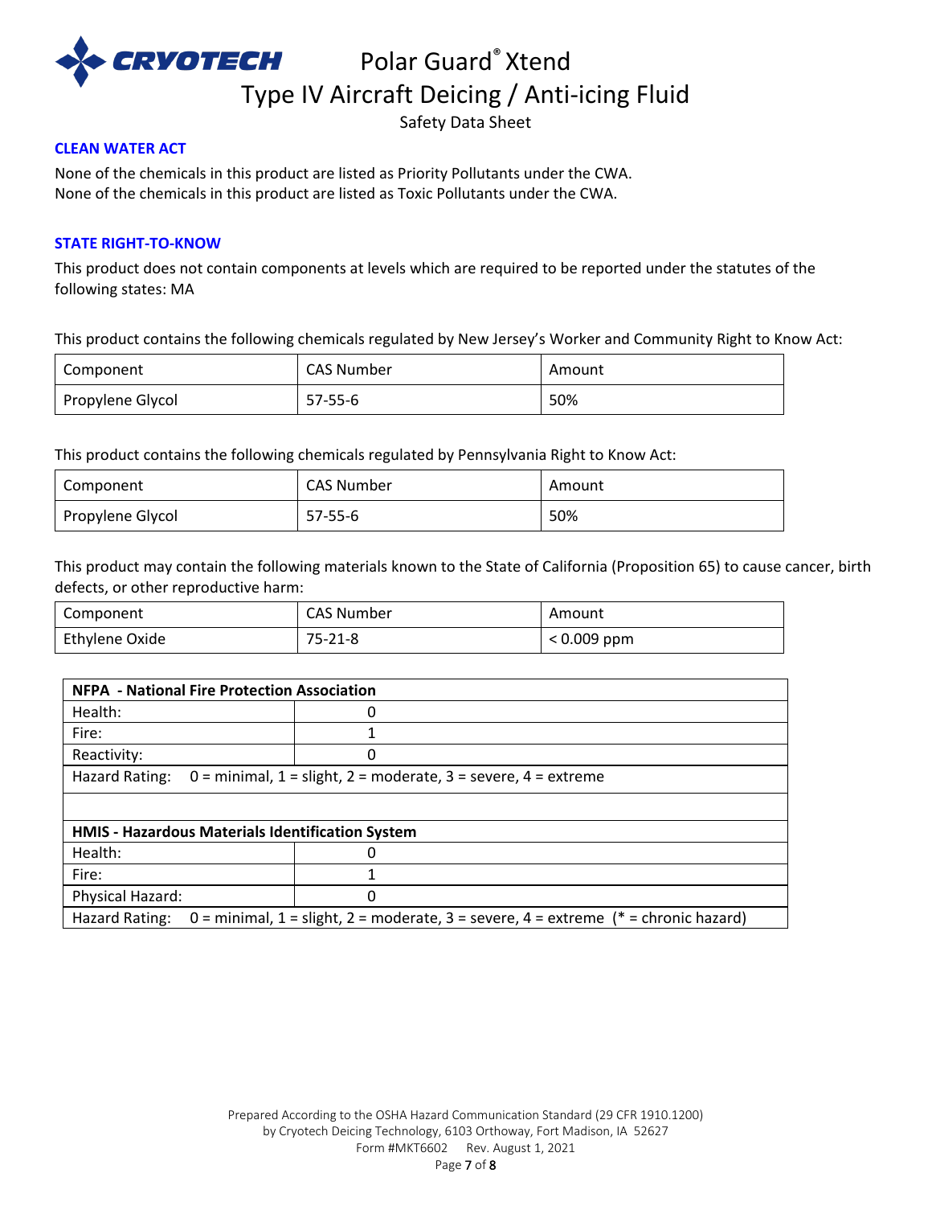### CLEAN WATER ACT

None of the chemicals in this product are listed as Priority Pollutants under the CWA.
None of the chemicals in this product are listed as Toxic Pollutants under the CWA.

### STATE RIGHT-TO-KNOW

This product does not contain components at levels which are required to be reported under the statutes of the following states: MA

This product contains the following chemicals regulated by New Jersey's Worker and Community Right to Know Act:

| Component | CAS Number | Amount |
|---|---|---|
| Propylene Glycol | 57-55-6 | 50% |

This product contains the following chemicals regulated by Pennsylvania Right to Know Act:

| Component | CAS Number | Amount |
|---|---|---|
| Propylene Glycol | 57-55-6 | 50% |

This product may contain the following materials known to the State of California (Proposition 65) to cause cancer, birth defects, or other reproductive harm:

| Component | CAS Number | Amount |
|---|---|---|
| Ethylene Oxide | 75-21-8 | < 0.009 ppm |

| **NFPA - National Fire Protection Association** | |
|---|---|
| Health: | 0 |
| Fire: | 1 |
| Reactivity: | 0 |
| Hazard Rating: 0 = minimal, 1 = slight, 2 = moderate, 3 = severe, 4 = extreme | |
| | |
| **HMIS - Hazardous Materials Identification System** | |
| Health: | 0 |
| Fire: | 1 |
| Physical Hazard: | 0 |
| Hazard Rating: 0 = minimal, 1 = slight, 2 = moderate, 3 = severe, 4 = extreme (* = chronic hazard) | |

Prepared According to the OSHA Hazard Communication Standard (29 CFR 1910.1200)
by Cryotech Deicing Technology, 6103 Orthoway, Fort Madison, IA 52627
Form #MKT6602 Rev. August 1, 2021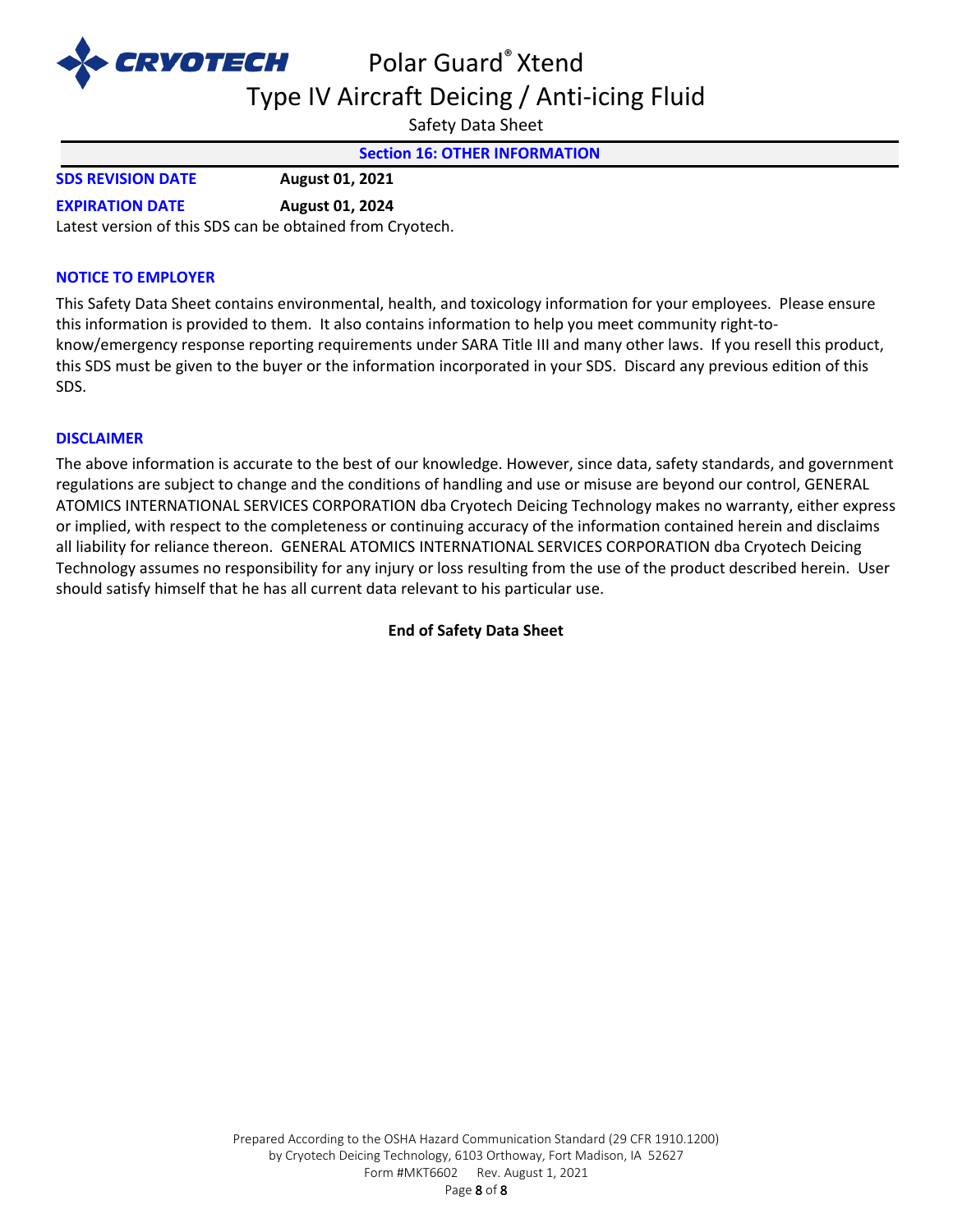## Section 16: OTHER INFORMATION

**SDS REVISION DATE** **August 01, 2021**

**EXPIRATION DATE** **August 01, 2024**

Latest version of this SDS can be obtained from Cryotech.

### NOTICE TO EMPLOYER

This Safety Data Sheet contains environmental, health, and toxicology information for your employees. Please ensure this information is provided to them. It also contains information to help you meet community right-to-know/emergency response reporting requirements under SARA Title III and many other laws. If you resell this product, this SDS must be given to the buyer or the information incorporated in your SDS. Discard any previous edition of this SDS.

### DISCLAIMER

The above information is accurate to the best of our knowledge. However, since data, safety standards, and government regulations are subject to change and the conditions of handling and use or misuse are beyond our control, GENERAL ATOMICS INTERNATIONAL SERVICES CORPORATION dba Cryotech Deicing Technology makes no warranty, either express or implied, with respect to the completeness or continuing accuracy of the information contained herein and disclaims all liability for reliance thereon. GENERAL ATOMICS INTERNATIONAL SERVICES CORPORATION dba Cryotech Deicing Technology assumes no responsibility for any injury or loss resulting from the use of the product described herein. User should satisfy himself that he has all current data relevant to his particular use.

**End of Safety Data Sheet**